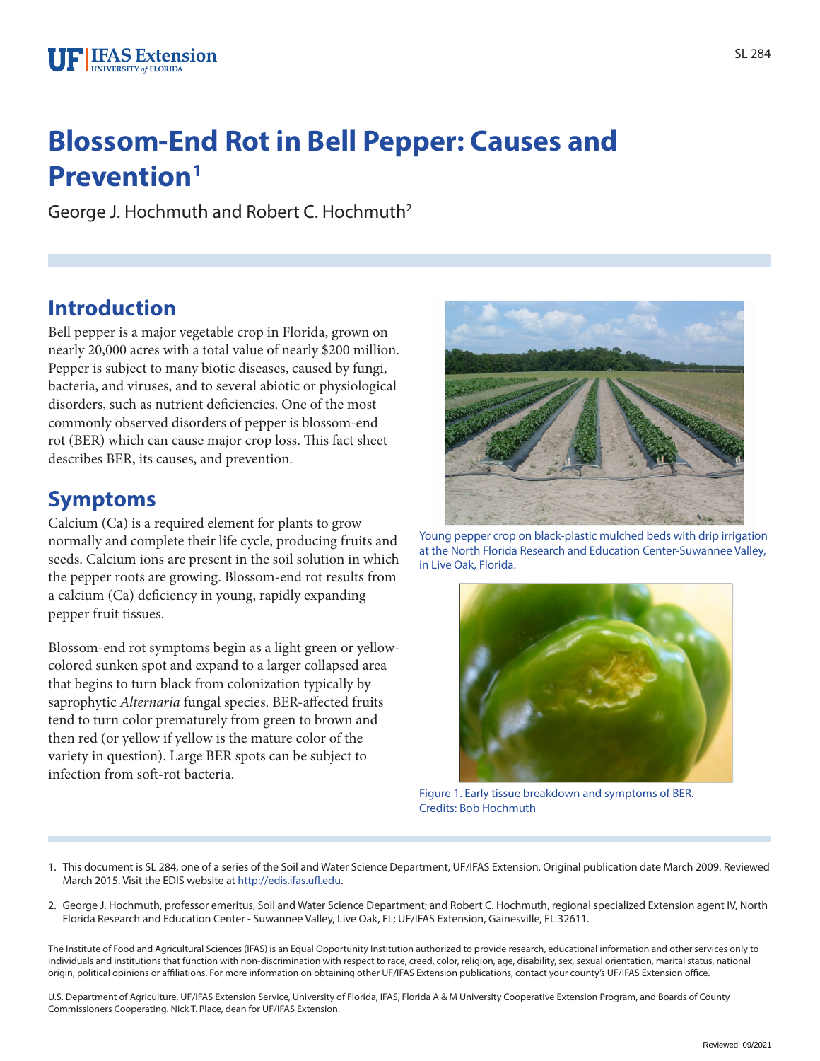# Blossom-End Rot in Bell Pepper: Causes and Prevention[1]

George J. Hochmuth and Robert C. Hochmuth[2]

## Introduction

Bell pepper is a major vegetable crop in Florida, grown on nearly 20,000 acres with a total value of nearly $200 million. Pepper is subject to many biotic diseases, caused by fungi, bacteria, and viruses, and to several abiotic or physiological disorders, such as nutrient deficiencies. One of the most commonly observed disorders of pepper is blossom-end rot (BER) which can cause major crop loss. This fact sheet describes BER, its causes, and prevention.

## Symptoms

Calcium (Ca) is a required element for plants to grow normally and complete their life cycle, producing fruits and seeds. Calcium ions are present in the soil solution in which the pepper roots are growing. Blossom-end rot results from a calcium (Ca) deficiency in young, rapidly expanding pepper fruit tissues.

Blossom-end rot symptoms begin as a light green or yellow-colored sunken spot and expand to a larger collapsed area that begins to turn black from colonization typically by saprophytic *Alternaria* fungal species. BER-affected fruits tend to turn color prematurely from green to brown and then red (or yellow if yellow is the mature color of the variety in question). Large BER spots can be subject to infection from soft-rot bacteria.

Young pepper crop on black-plastic mulched beds with drip irrigation at the North Florida Research and Education Center-Suwannee Valley, in Live Oak, Florida.

Figure 1. Early tissue breakdown and symptoms of BER.
Credits: Bob Hochmuth

---

1. This document is SL 284, one of a series of the Soil and Water Science Department, UF/IFAS Extension. Original publication date March 2009. Reviewed March 2015. Visit the EDIS website at http://edis.ifas.ufl.edu.

2. George J. Hochmuth, professor emeritus, Soil and Water Science Department; and Robert C. Hochmuth, regional specialized Extension agent IV, North Florida Research and Education Center - Suwannee Valley, Live Oak, FL; UF/IFAS Extension, Gainesville, FL 32611.

The Institute of Food and Agricultural Sciences (IFAS) is an Equal Opportunity Institution authorized to provide research, educational information and other services only to individuals and institutions that function with non-discrimination with respect to race, creed, color, religion, age, disability, sex, sexual orientation, marital status, national origin, political opinions or affiliations. For more information on obtaining other UF/IFAS Extension publications, contact your county's UF/IFAS Extension office.

U.S. Department of Agriculture, UF/IFAS Extension Service, University of Florida, IFAS, Florida A & M University Cooperative Extension Program, and Boards of County Commissioners Cooperating. Nick T. Place, dean for UF/IFAS Extension.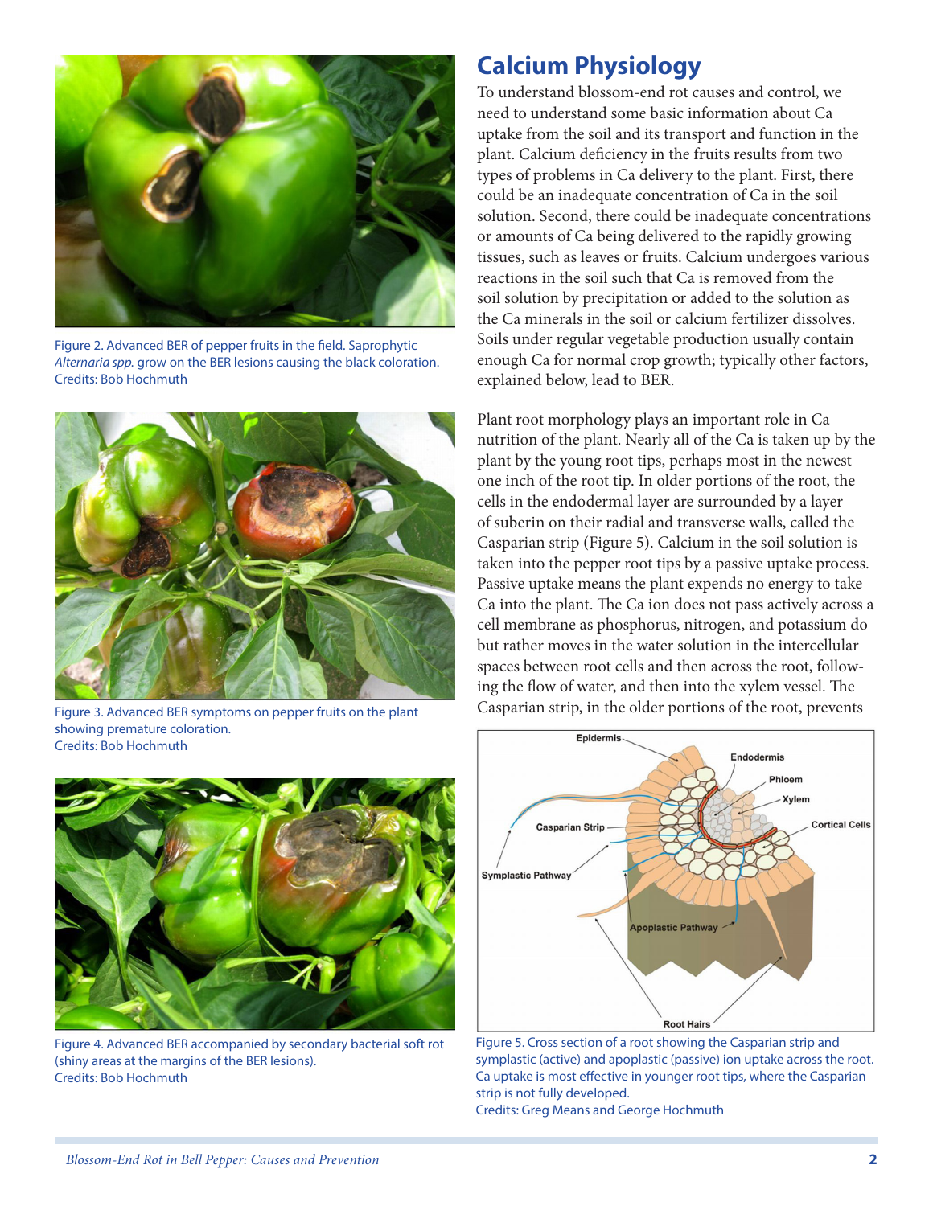Figure 2. Advanced BER of pepper fruits in the field. Saprophytic *Alternaria spp.* grow on the BER lesions causing the black coloration.
Credits: Bob Hochmuth

Figure 3. Advanced BER symptoms on pepper fruits on the plant showing premature coloration.
Credits: Bob Hochmuth

Figure 4. Advanced BER accompanied by secondary bacterial soft rot (shiny areas at the margins of the BER lesions).
Credits: Bob Hochmuth

## Calcium Physiology

To understand blossom-end rot causes and control, we need to understand some basic information about Ca uptake from the soil and its transport and function in the plant. Calcium deficiency in the fruits results from two types of problems in Ca delivery to the plant. First, there could be an inadequate concentration of Ca in the soil solution. Second, there could be inadequate concentrations or amounts of Ca being delivered to the rapidly growing tissues, such as leaves or fruits. Calcium undergoes various reactions in the soil such that Ca is removed from the soil solution by precipitation or added to the solution as the Ca minerals in the soil or calcium fertilizer dissolves. Soils under regular vegetable production usually contain enough Ca for normal crop growth; typically other factors, explained below, lead to BER.

Plant root morphology plays an important role in Ca nutrition of the plant. Nearly all of the Ca is taken up by the plant by the young root tips, perhaps most in the newest one inch of the root tip. In older portions of the root, the cells in the endodermal layer are surrounded by a layer of suberin on their radial and transverse walls, called the Casparian strip (Figure 5). Calcium in the soil solution is taken into the pepper root tips by a passive uptake process. Passive uptake means the plant expends no energy to take Ca into the plant. The Ca ion does not pass actively across a cell membrane as phosphorus, nitrogen, and potassium do but rather moves in the water solution in the intercellular spaces between root cells and then across the root, following the flow of water, and then into the xylem vessel. The Casparian strip, in the older portions of the root, prevents

Figure 5. Cross section of a root showing the Casparian strip and symplastic (active) and apoplastic (passive) ion uptake across the root. Ca uptake is most effective in younger root tips, where the Casparian strip is not fully developed.
Credits: Greg Means and George Hochmuth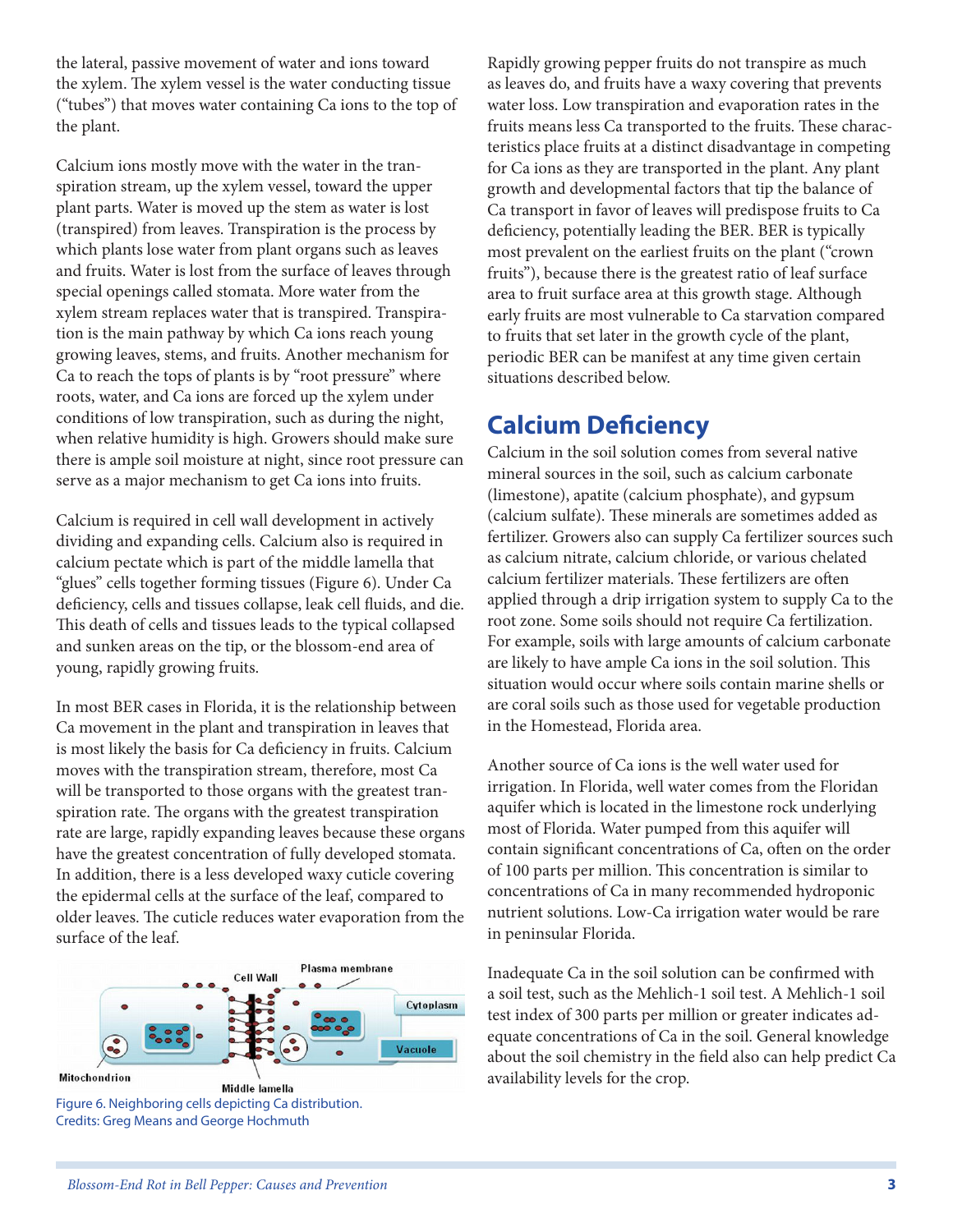the lateral, passive movement of water and ions toward the xylem. The xylem vessel is the water conducting tissue ("tubes") that moves water containing Ca ions to the top of the plant.

Calcium ions mostly move with the water in the transpiration stream, up the xylem vessel, toward the upper plant parts. Water is moved up the stem as water is lost (transpired) from leaves. Transpiration is the process by which plants lose water from plant organs such as leaves and fruits. Water is lost from the surface of leaves through special openings called stomata. More water from the xylem stream replaces water that is transpired. Transpiration is the main pathway by which Ca ions reach young growing leaves, stems, and fruits. Another mechanism for Ca to reach the tops of plants is by "root pressure" where roots, water, and Ca ions are forced up the xylem under conditions of low transpiration, such as during the night, when relative humidity is high. Growers should make sure there is ample soil moisture at night, since root pressure can serve as a major mechanism to get Ca ions into fruits.

Calcium is required in cell wall development in actively dividing and expanding cells. Calcium also is required in calcium pectate which is part of the middle lamella that "glues" cells together forming tissues (Figure 6). Under Ca deficiency, cells and tissues collapse, leak cell fluids, and die. This death of cells and tissues leads to the typical collapsed and sunken areas on the tip, or the blossom-end area of young, rapidly growing fruits.

In most BER cases in Florida, it is the relationship between Ca movement in the plant and transpiration in leaves that is most likely the basis for Ca deficiency in fruits. Calcium moves with the transpiration stream, therefore, most Ca will be transported to those organs with the greatest transpiration rate. The organs with the greatest transpiration rate are large, rapidly expanding leaves because these organs have the greatest concentration of fully developed stomata. In addition, there is a less developed waxy cuticle covering the epidermal cells at the surface of the leaf, compared to older leaves. The cuticle reduces water evaporation from the surface of the leaf.

Figure 6. Neighboring cells depicting Ca distribution.
Credits: Greg Means and George Hochmuth

Rapidly growing pepper fruits do not transpire as much as leaves do, and fruits have a waxy covering that prevents water loss. Low transpiration and evaporation rates in the fruits means less Ca transported to the fruits. These characteristics place fruits at a distinct disadvantage in competing for Ca ions as they are transported in the plant. Any plant growth and developmental factors that tip the balance of Ca transport in favor of leaves will predispose fruits to Ca deficiency, potentially leading the BER. BER is typically most prevalent on the earliest fruits on the plant ("crown fruits"), because there is the greatest ratio of leaf surface area to fruit surface area at this growth stage. Although early fruits are most vulnerable to Ca starvation compared to fruits that set later in the growth cycle of the plant, periodic BER can be manifest at any time given certain situations described below.

## Calcium Deficiency

Calcium in the soil solution comes from several native mineral sources in the soil, such as calcium carbonate (limestone), apatite (calcium phosphate), and gypsum (calcium sulfate). These minerals are sometimes added as fertilizer. Growers also can supply Ca fertilizer sources such as calcium nitrate, calcium chloride, or various chelated calcium fertilizer materials. These fertilizers are often applied through a drip irrigation system to supply Ca to the root zone. Some soils should not require Ca fertilization. For example, soils with large amounts of calcium carbonate are likely to have ample Ca ions in the soil solution. This situation would occur where soils contain marine shells or are coral soils such as those used for vegetable production in the Homestead, Florida area.

Another source of Ca ions is the well water used for irrigation. In Florida, well water comes from the Floridan aquifer which is located in the limestone rock underlying most of Florida. Water pumped from this aquifer will contain significant concentrations of Ca, often on the order of 100 parts per million. This concentration is similar to concentrations of Ca in many recommended hydroponic nutrient solutions. Low-Ca irrigation water would be rare in peninsular Florida.

Inadequate Ca in the soil solution can be confirmed with a soil test, such as the Mehlich-1 soil test. A Mehlich-1 soil test index of 300 parts per million or greater indicates adequate concentrations of Ca in the soil. General knowledge about the soil chemistry in the field also can help predict Ca availability levels for the crop.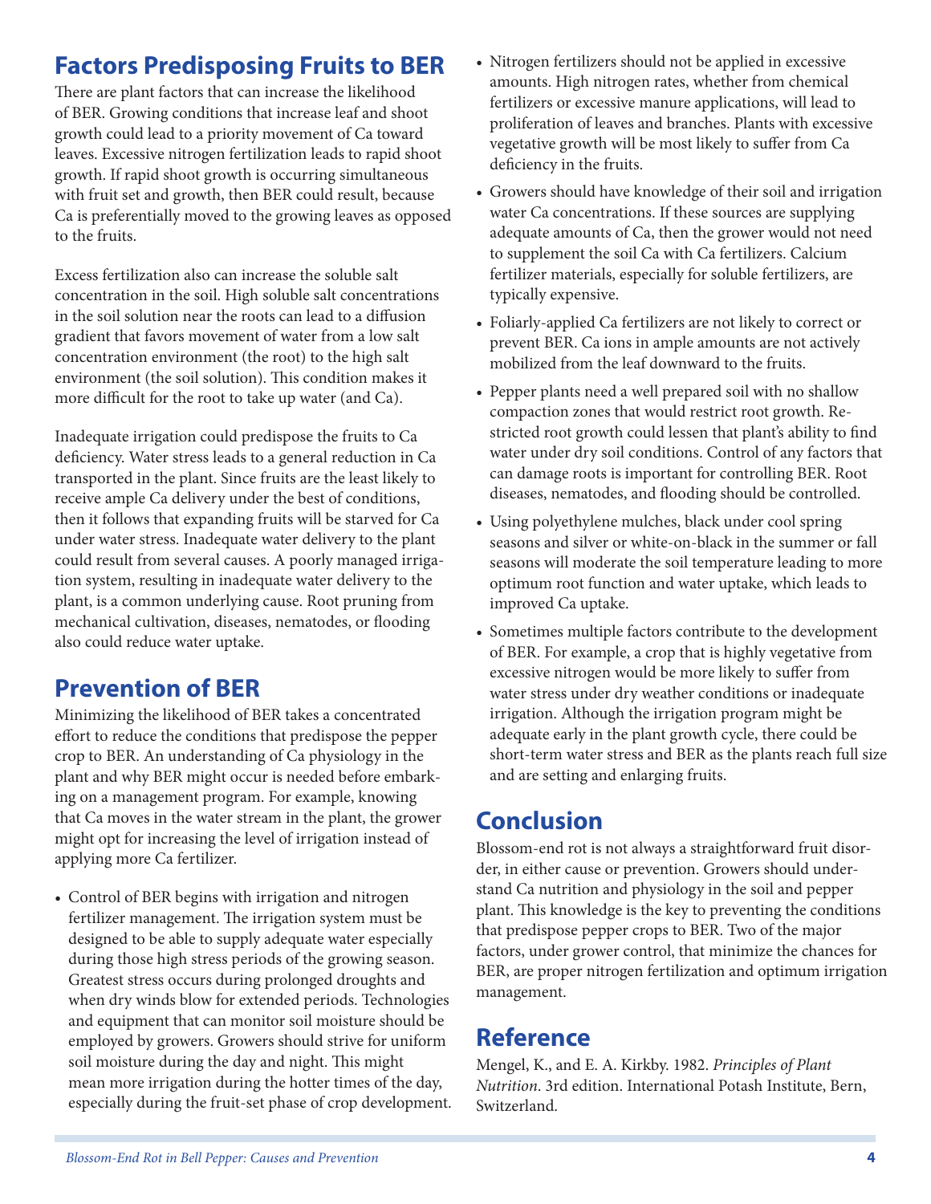## Factors Predisposing Fruits to BER

There are plant factors that can increase the likelihood of BER. Growing conditions that increase leaf and shoot growth could lead to a priority movement of Ca toward leaves. Excessive nitrogen fertilization leads to rapid shoot growth. If rapid shoot growth is occurring simultaneous with fruit set and growth, then BER could result, because Ca is preferentially moved to the growing leaves as opposed to the fruits.

Excess fertilization also can increase the soluble salt concentration in the soil. High soluble salt concentrations in the soil solution near the roots can lead to a diffusion gradient that favors movement of water from a low salt concentration environment (the root) to the high salt environment (the soil solution). This condition makes it more difficult for the root to take up water (and Ca).

Inadequate irrigation could predispose the fruits to Ca deficiency. Water stress leads to a general reduction in Ca transported in the plant. Since fruits are the least likely to receive ample Ca delivery under the best of conditions, then it follows that expanding fruits will be starved for Ca under water stress. Inadequate water delivery to the plant could result from several causes. A poorly managed irrigation system, resulting in inadequate water delivery to the plant, is a common underlying cause. Root pruning from mechanical cultivation, diseases, nematodes, or flooding also could reduce water uptake.

## Prevention of BER

Minimizing the likelihood of BER takes a concentrated effort to reduce the conditions that predispose the pepper crop to BER. An understanding of Ca physiology in the plant and why BER might occur is needed before embarking on a management program. For example, knowing that Ca moves in the water stream in the plant, the grower might opt for increasing the level of irrigation instead of applying more Ca fertilizer.

- Control of BER begins with irrigation and nitrogen fertilizer management. The irrigation system must be designed to be able to supply adequate water especially during those high stress periods of the growing season. Greatest stress occurs during prolonged droughts and when dry winds blow for extended periods. Technologies and equipment that can monitor soil moisture should be employed by growers. Growers should strive for uniform soil moisture during the day and night. This might mean more irrigation during the hotter times of the day, especially during the fruit-set phase of crop development.
- Nitrogen fertilizers should not be applied in excessive amounts. High nitrogen rates, whether from chemical fertilizers or excessive manure applications, will lead to proliferation of leaves and branches. Plants with excessive vegetative growth will be most likely to suffer from Ca deficiency in the fruits.
- Growers should have knowledge of their soil and irrigation water Ca concentrations. If these sources are supplying adequate amounts of Ca, then the grower would not need to supplement the soil Ca with Ca fertilizers. Calcium fertilizer materials, especially for soluble fertilizers, are typically expensive.
- Foliarly-applied Ca fertilizers are not likely to correct or prevent BER. Ca ions in ample amounts are not actively mobilized from the leaf downward to the fruits.
- Pepper plants need a well prepared soil with no shallow compaction zones that would restrict root growth. Restricted root growth could lessen that plant's ability to find water under dry soil conditions. Control of any factors that can damage roots is important for controlling BER. Root diseases, nematodes, and flooding should be controlled.
- Using polyethylene mulches, black under cool spring seasons and silver or white-on-black in the summer or fall seasons will moderate the soil temperature leading to more optimum root function and water uptake, which leads to improved Ca uptake.
- Sometimes multiple factors contribute to the development of BER. For example, a crop that is highly vegetative from excessive nitrogen would be more likely to suffer from water stress under dry weather conditions or inadequate irrigation. Although the irrigation program might be adequate early in the plant growth cycle, there could be short-term water stress and BER as the plants reach full size and are setting and enlarging fruits.

## Conclusion

Blossom-end rot is not always a straightforward fruit disorder, in either cause or prevention. Growers should understand Ca nutrition and physiology in the soil and pepper plant. This knowledge is the key to preventing the conditions that predispose pepper crops to BER. Two of the major factors, under grower control, that minimize the chances for BER, are proper nitrogen fertilization and optimum irrigation management.

## Reference

Mengel, K., and E. A. Kirkby. 1982. *Principles of Plant Nutrition*. 3rd edition. International Potash Institute, Bern, Switzerland.